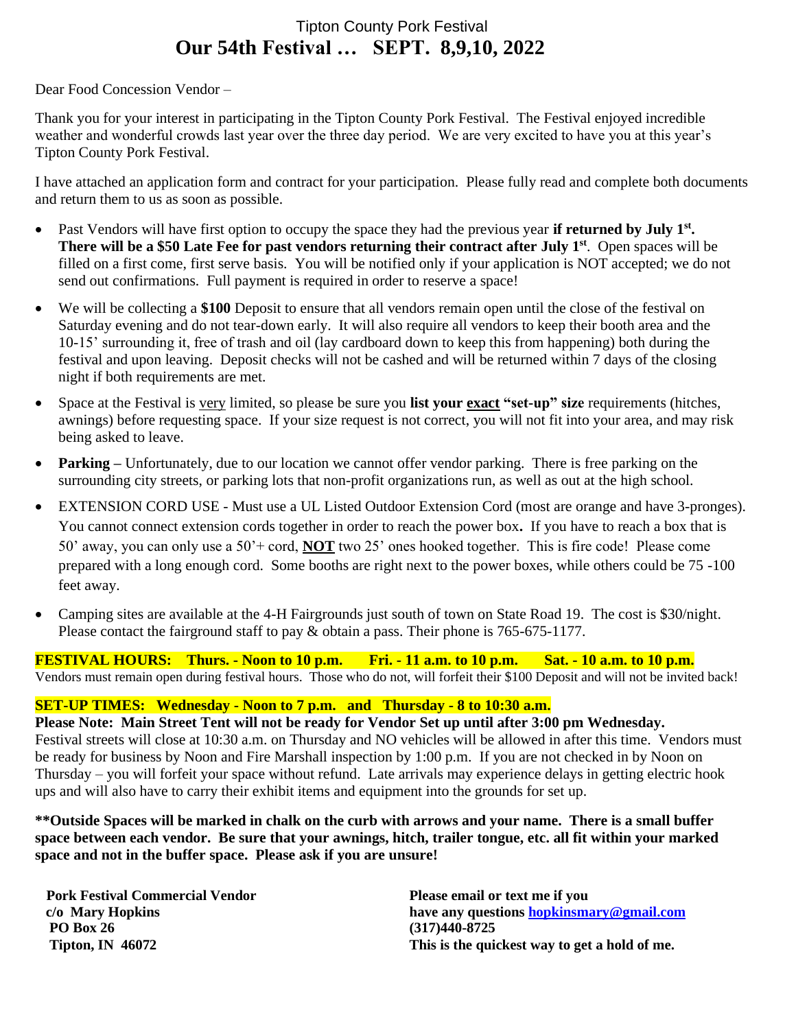# Tipton County Pork Festival

## Our 54th Festival … SEPT. 8,9,10, 2022

Dear Food Concession Vendor –

Thank you for your interest in participating in the Tipton County Pork Festival. The Festival enjoyed incredible weather and wonderful crowds last year over the three day period. We are very excited to have you at this year's Tipton County Pork Festival.

I have attached an application form and contract for your participation. Please fully read and complete both documents and return them to us as soon as possible.

- Past Vendors will have first option to occupy the space they had the previous year **if returned by July 1st. There will be a $50 Late Fee for past vendors returning their contract after July 1st**. Open spaces will be filled on a first come, first serve basis. You will be notified only if your application is NOT accepted; we do not send out confirmations. Full payment is required in order to reserve a space!
- We will be collecting a **$100** Deposit to ensure that all vendors remain open until the close of the festival on Saturday evening and do not tear-down early. It will also require all vendors to keep their booth area and the 10-15' surrounding it, free of trash and oil (lay cardboard down to keep this from happening) both during the festival and upon leaving. Deposit checks will not be cashed and will be returned within 7 days of the closing night if both requirements are met.
- Space at the Festival is very limited, so please be sure you **list your exact "set-up" size** requirements (hitches, awnings) before requesting space. If your size request is not correct, you will not fit into your area, and may risk being asked to leave.
- **Parking –** Unfortunately, due to our location we cannot offer vendor parking. There is free parking on the surrounding city streets, or parking lots that non-profit organizations run, as well as out at the high school.
- EXTENSION CORD USE - Must use a UL Listed Outdoor Extension Cord (most are orange and have 3-pronges). You cannot connect extension cords together in order to reach the power box**.** If you have to reach a box that is 50' away, you can only use a 50'+ cord, **NOT** two 25' ones hooked together. This is fire code! Please come prepared with a long enough cord. Some booths are right next to the power boxes, while others could be 75 -100 feet away.
- Camping sites are available at the 4-H Fairgrounds just south of town on State Road 19. The cost is $30/night. Please contact the fairground staff to pay & obtain a pass. Their phone is 765-675-1177.

**FESTIVAL HOURS: Thurs. - Noon to 10 p.m. Fri. - 11 a.m. to 10 p.m. Sat. - 10 a.m. to 10 p.m.**

Vendors must remain open during festival hours. Those who do not, will forfeit their $100 Deposit and will not be invited back!

**SET-UP TIMES: Wednesday - Noon to 7 p.m. and Thursday - 8 to 10:30 a.m.**

**Please Note: Main Street Tent will not be ready for Vendor Set up until after 3:00 pm Wednesday.**

Festival streets will close at 10:30 a.m. on Thursday and NO vehicles will be allowed in after this time. Vendors must be ready for business by Noon and Fire Marshall inspection by 1:00 p.m. If you are not checked in by Noon on Thursday – you will forfeit your space without refund. Late arrivals may experience delays in getting electric hook ups and will also have to carry their exhibit items and equipment into the grounds for set up.

**\*\*Outside Spaces will be marked in chalk on the curb with arrows and your name. There is a small buffer space between each vendor. Be sure that your awnings, hitch, trailer tongue, etc. all fit within your marked space and not in the buffer space. Please ask if you are unsure!**

**Pork Festival Commercial Vendor**
**c/o Mary Hopkins**
**PO Box 26**
**Tipton, IN 46072**

**Please email or text me if you have any questions hopkinsmary@gmail.com**
**(317)440-8725**
**This is the quickest way to get a hold of me.**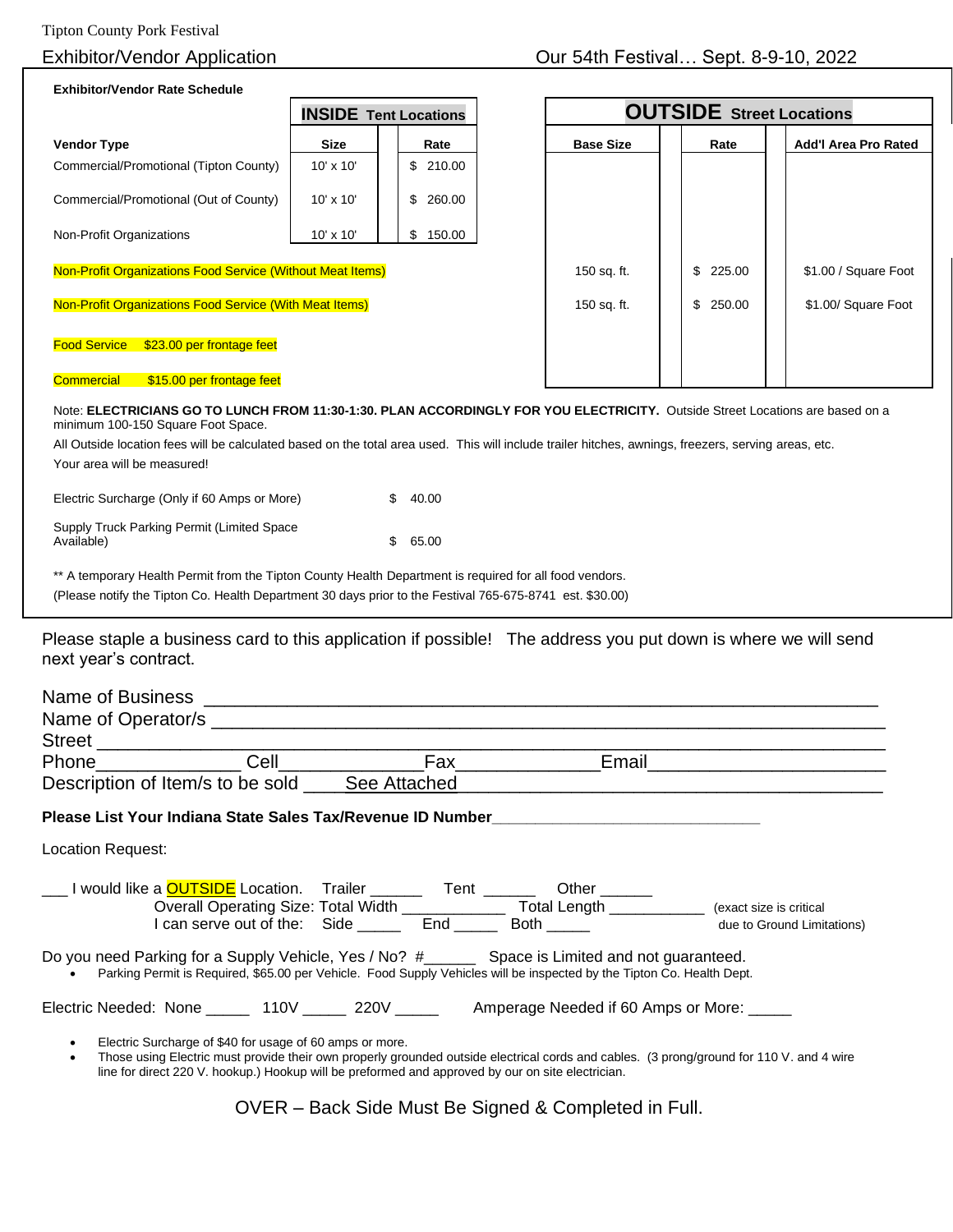Tipton County Pork Festival

## Exhibitor/Vendor Application

Our 54th Festival… Sept. 8-9-10, 2022

**Exhibitor/Vendor Rate Schedule**

| Vendor Type | INSIDE Tent Locations Size | INSIDE Tent Locations Rate | OUTSIDE Street Locations Base Size | OUTSIDE Street Locations Rate | Add'l Area Pro Rated |
|---|---|---|---|---|---|
| Commercial/Promotional (Tipton County) | 10' x 10' | $ 210.00 | | | |
| Commercial/Promotional (Out of County) | 10' x 10' | $ 260.00 | | | |
| Non-Profit Organizations | 10' x 10' | $ 150.00 | | | |
| Non-Profit Organizations Food Service (Without Meat Items) | | | 150 sq. ft. | $ 225.00 | $1.00 / Square Foot |
| Non-Profit Organizations Food Service (With Meat Items) | | | 150 sq. ft. | $ 250.00 | $1.00/ Square Foot |
| Food Service $23.00 per frontage feet | | | | | |
| Commercial $15.00 per frontage feet | | | | | |

Note: **ELECTRICIANS GO TO LUNCH FROM 11:30-1:30. PLAN ACCORDINGLY FOR YOU ELECTRICITY.** Outside Street Locations are based on a minimum 100-150 Square Foot Space.

All Outside location fees will be calculated based on the total area used. This will include trailer hitches, awnings, freezers, serving areas, etc.

Your area will be measured!

| | |
|---|---|
| Electric Surcharge (Only if 60 Amps or More) | $ 40.00 |
| Supply Truck Parking Permit (Limited Space Available) | $ 65.00 |

** A temporary Health Permit from the Tipton County Health Department is required for all food vendors.
(Please notify the Tipton Co. Health Department 30 days prior to the Festival 765-675-8741 est. $30.00)

Please staple a business card to this application if possible! The address you put down is where we will send next year's contract.

Name of Business ______________________________________________________________

Name of Operator/s ______________________________________________________________

Street ______________________________________________________________________

Phone______________ Cell______________ Fax______________ Email______________________

Description of Item/s to be sold ____See Attached__________________________________________

**Please List Your Indiana State Sales Tax/Revenue ID Number**______________________________

Location Request:

___ I would like a OUTSIDE Location. Trailer ______ Tent ______ Other ______

Overall Operating Size: Total Width ___________ Total Length ___________ (exact size is critical due to Ground Limitations)

I can serve out of the: Side _____ End _____ Both _____

Do you need Parking for a Supply Vehicle, Yes / No? #______ Space is Limited and not guaranteed.

- Parking Permit is Required, $65.00 per Vehicle. Food Supply Vehicles will be inspected by the Tipton Co. Health Dept.

Electric Needed: None _____ 110V _____ 220V _____ Amperage Needed if 60 Amps or More: _____

- Electric Surcharge of $40 for usage of 60 amps or more.
- Those using Electric must provide their own properly grounded outside electrical cords and cables. (3 prong/ground for 110 V. and 4 wire line for direct 220 V. hookup.) Hookup will be preformed and approved by our on site electrician.

OVER – Back Side Must Be Signed & Completed in Full.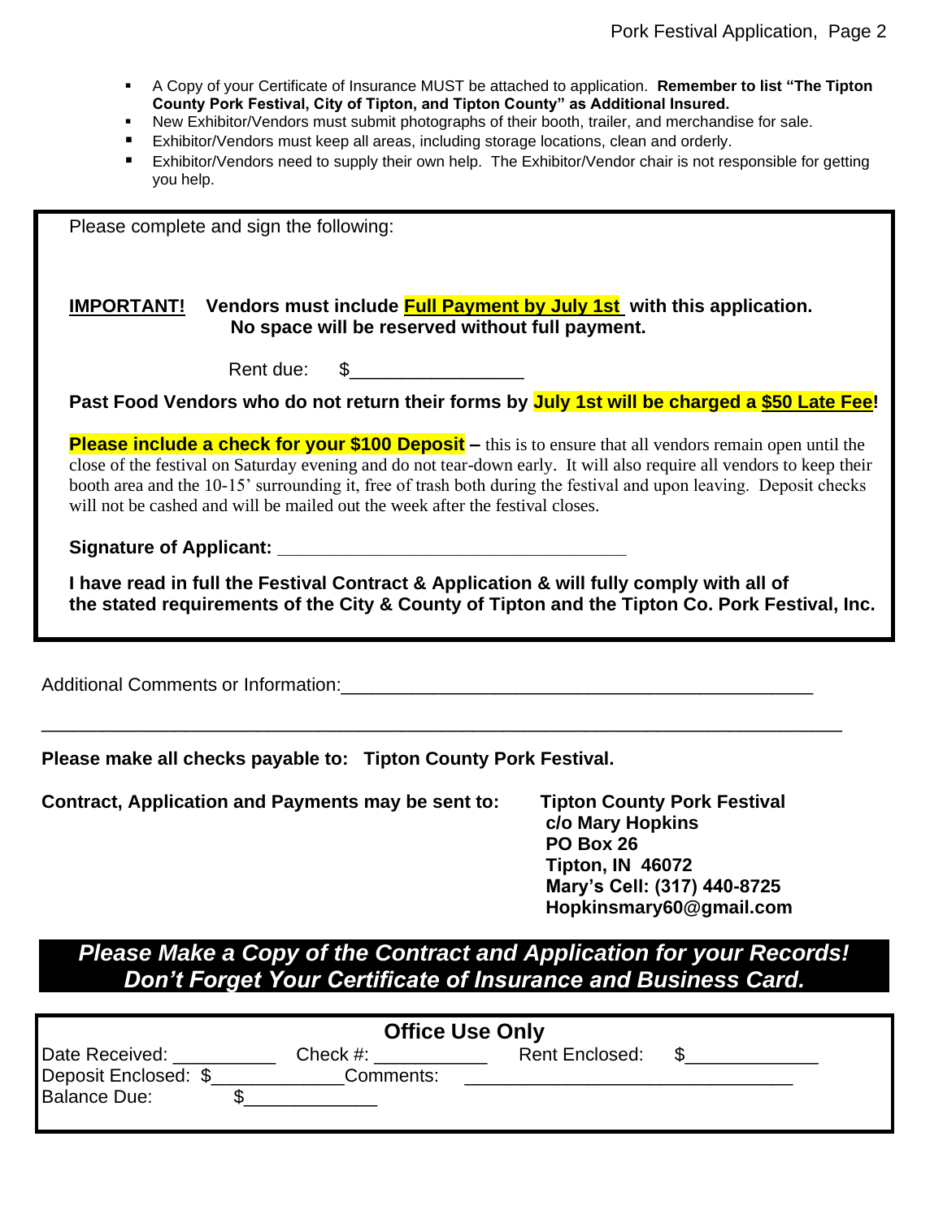- A Copy of your Certificate of Insurance MUST be attached to application. **Remember to list "The Tipton County Pork Festival, City of Tipton, and Tipton County" as Additional Insured.**
- New Exhibitor/Vendors must submit photographs of their booth, trailer, and merchandise for sale.
- Exhibitor/Vendors must keep all areas, including storage locations, clean and orderly.
- Exhibitor/Vendors need to supply their own help. The Exhibitor/Vendor chair is not responsible for getting you help.

Please complete and sign the following:

**IMPORTANT! Vendors must include Full Payment by July 1st with this application. No space will be reserved without full payment.**

Rent due: $________________

**Past Food Vendors who do not return their forms by July 1st will be charged a $50 Late Fee!**

**Please include a check for your $100 Deposit –** this is to ensure that all vendors remain open until the close of the festival on Saturday evening and do not tear-down early. It will also require all vendors to keep their booth area and the 10-15' surrounding it, free of trash both during the festival and upon leaving. Deposit checks will not be cashed and will be mailed out the week after the festival closes.

**Signature of Applicant:** ___________________________________

**I have read in full the Festival Contract & Application & will fully comply with all of the stated requirements of the City & County of Tipton and the Tipton Co. Pork Festival, Inc.**

Additional Comments or Information:_______________________________________________

_______________________________________________________________________________

**Please make all checks payable to: Tipton County Pork Festival.**

**Contract, Application and Payments may be sent to:**

**Tipton County Pork Festival**
**c/o Mary Hopkins**
**PO Box 26**
**Tipton, IN 46072**
**Mary's Cell: (317) 440-8725**
**Hopkinsmary60@gmail.com**

***Please Make a Copy of the Contract and Application for your Records!***
***Don't Forget Your Certificate of Insurance and Business Card.***

**Office Use Only**

Date Received: __________ Check #: ___________ Rent Enclosed: $____________

Deposit Enclosed: $____________ Comments: _______________________________

Balance Due: $_____________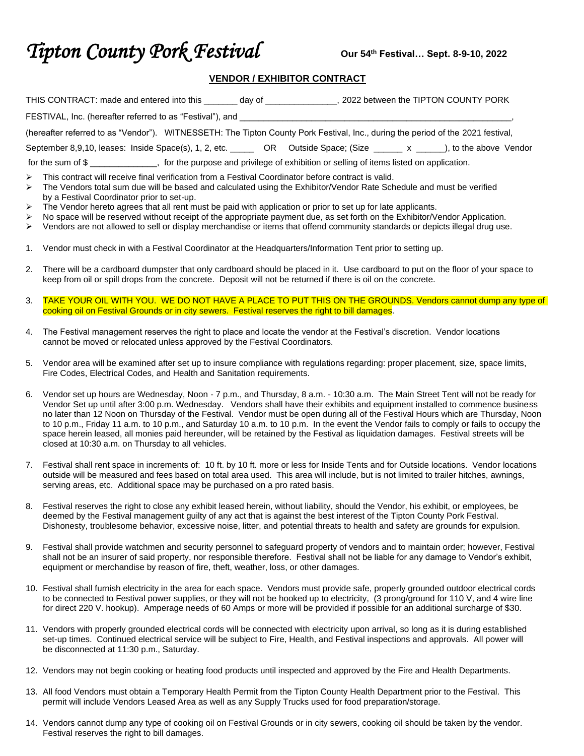# *Tipton County Pork Festival*

**Our 54th Festival… Sept. 8-9-10, 2022**

## VENDOR / EXHIBITOR CONTRACT

THIS CONTRACT: made and entered into this _______ day of _______________, 2022 between the TIPTON COUNTY PORK FESTIVAL, Inc. (hereafter referred to as "Festival"), and ____________________________________________________________, (hereafter referred to as "Vendor"). WITNESSETH: The Tipton County Pork Festival, Inc., during the period of the 2021 festival, September 8,9,10, leases: Inside Space(s), 1, 2, etc. _____ OR Outside Space; (Size ______ x ______), to the above Vendor for the sum of $ ______________, for the purpose and privilege of exhibition or selling of items listed on application.

- This contract will receive final verification from a Festival Coordinator before contract is valid.
- The Vendors total sum due will be based and calculated using the Exhibitor/Vendor Rate Schedule and must be verified by a Festival Coordinator prior to set-up.
- The Vendor hereto agrees that all rent must be paid with application or prior to set up for late applicants.
- No space will be reserved without receipt of the appropriate payment due, as set forth on the Exhibitor/Vendor Application.
- Vendors are not allowed to sell or display merchandise or items that offend community standards or depicts illegal drug use.

1. Vendor must check in with a Festival Coordinator at the Headquarters/Information Tent prior to setting up.
2. There will be a cardboard dumpster that only cardboard should be placed in it. Use cardboard to put on the floor of your space to keep from oil or spill drops from the concrete. Deposit will not be returned if there is oil on the concrete.
3. TAKE YOUR OIL WITH YOU. WE DO NOT HAVE A PLACE TO PUT THIS ON THE GROUNDS. Vendors cannot dump any type of cooking oil on Festival Grounds or in city sewers. Festival reserves the right to bill damages.
4. The Festival management reserves the right to place and locate the vendor at the Festival's discretion. Vendor locations cannot be moved or relocated unless approved by the Festival Coordinators.
5. Vendor area will be examined after set up to insure compliance with regulations regarding: proper placement, size, space limits, Fire Codes, Electrical Codes, and Health and Sanitation requirements.
6. Vendor set up hours are Wednesday, Noon - 7 p.m., and Thursday, 8 a.m. - 10:30 a.m. The Main Street Tent will not be ready for Vendor Set up until after 3:00 p.m. Wednesday. Vendors shall have their exhibits and equipment installed to commence business no later than 12 Noon on Thursday of the Festival. Vendor must be open during all of the Festival Hours which are Thursday, Noon to 10 p.m., Friday 11 a.m. to 10 p.m., and Saturday 10 a.m. to 10 p.m. In the event the Vendor fails to comply or fails to occupy the space herein leased, all monies paid hereunder, will be retained by the Festival as liquidation damages. Festival streets will be closed at 10:30 a.m. on Thursday to all vehicles.
7. Festival shall rent space in increments of: 10 ft. by 10 ft. more or less for Inside Tents and for Outside locations. Vendor locations outside will be measured and fees based on total area used. This area will include, but is not limited to trailer hitches, awnings, serving areas, etc. Additional space may be purchased on a pro rated basis.
8. Festival reserves the right to close any exhibit leased herein, without liability, should the Vendor, his exhibit, or employees, be deemed by the Festival management guilty of any act that is against the best interest of the Tipton County Pork Festival. Dishonesty, troublesome behavior, excessive noise, litter, and potential threats to health and safety are grounds for expulsion.
9. Festival shall provide watchmen and security personnel to safeguard property of vendors and to maintain order; however, Festival shall not be an insurer of said property, nor responsible therefore. Festival shall not be liable for any damage to Vendor's exhibit, equipment or merchandise by reason of fire, theft, weather, loss, or other damages.
10. Festival shall furnish electricity in the area for each space. Vendors must provide safe, properly grounded outdoor electrical cords to be connected to Festival power supplies, or they will not be hooked up to electricity, (3 prong/ground for 110 V, and 4 wire line for direct 220 V. hookup). Amperage needs of 60 Amps or more will be provided if possible for an additional surcharge of $30.
11. Vendors with properly grounded electrical cords will be connected with electricity upon arrival, so long as it is during established set-up times. Continued electrical service will be subject to Fire, Health, and Festival inspections and approvals. All power will be disconnected at 11:30 p.m., Saturday.
12. Vendors may not begin cooking or heating food products until inspected and approved by the Fire and Health Departments.
13. All food Vendors must obtain a Temporary Health Permit from the Tipton County Health Department prior to the Festival. This permit will include Vendors Leased Area as well as any Supply Trucks used for food preparation/storage.
14. Vendors cannot dump any type of cooking oil on Festival Grounds or in city sewers, cooking oil should be taken by the vendor. Festival reserves the right to bill damages.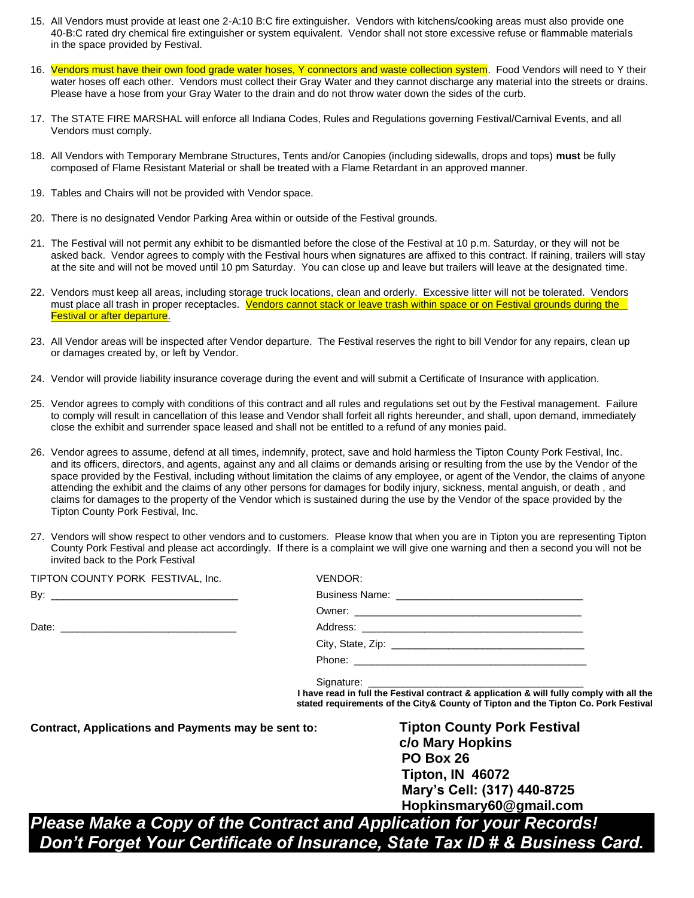15. All Vendors must provide at least one 2-A:10 B:C fire extinguisher. Vendors with kitchens/cooking areas must also provide one 40-B:C rated dry chemical fire extinguisher or system equivalent. Vendor shall not store excessive refuse or flammable materials in the space provided by Festival.

16. Vendors must have their own food grade water hoses, Y connectors and waste collection system. Food Vendors will need to Y their water hoses off each other. Vendors must collect their Gray Water and they cannot discharge any material into the streets or drains. Please have a hose from your Gray Water to the drain and do not throw water down the sides of the curb.

17. The STATE FIRE MARSHAL will enforce all Indiana Codes, Rules and Regulations governing Festival/Carnival Events, and all Vendors must comply.

18. All Vendors with Temporary Membrane Structures, Tents and/or Canopies (including sidewalls, drops and tops) **must** be fully composed of Flame Resistant Material or shall be treated with a Flame Retardant in an approved manner.

19. Tables and Chairs will not be provided with Vendor space.

20. There is no designated Vendor Parking Area within or outside of the Festival grounds.

21. The Festival will not permit any exhibit to be dismantled before the close of the Festival at 10 p.m. Saturday, or they will not be asked back. Vendor agrees to comply with the Festival hours when signatures are affixed to this contract. If raining, trailers will stay at the site and will not be moved until 10 pm Saturday. You can close up and leave but trailers will leave at the designated time.

22. Vendors must keep all areas, including storage truck locations, clean and orderly. Excessive litter will not be tolerated. Vendors must place all trash in proper receptacles. Vendors cannot stack or leave trash within space or on Festival grounds during the Festival or after departure.

23. All Vendor areas will be inspected after Vendor departure. The Festival reserves the right to bill Vendor for any repairs, clean up or damages created by, or left by Vendor.

24. Vendor will provide liability insurance coverage during the event and will submit a Certificate of Insurance with application.

25. Vendor agrees to comply with conditions of this contract and all rules and regulations set out by the Festival management. Failure to comply will result in cancellation of this lease and Vendor shall forfeit all rights hereunder, and shall, upon demand, immediately close the exhibit and surrender space leased and shall not be entitled to a refund of any monies paid.

26. Vendor agrees to assume, defend at all times, indemnify, protect, save and hold harmless the Tipton County Pork Festival, Inc. and its officers, directors, and agents, against any and all claims or demands arising or resulting from the use by the Vendor of the space provided by the Festival, including without limitation the claims of any employee, or agent of the Vendor, the claims of anyone attending the exhibit and the claims of any other persons for damages for bodily injury, sickness, mental anguish, or death , and claims for damages to the property of the Vendor which is sustained during the use by the Vendor of the space provided by the Tipton County Pork Festival, Inc.

27. Vendors will show respect to other vendors and to customers. Please know that when you are in Tipton you are representing Tipton County Pork Festival and please act accordingly. If there is a complaint we will give one warning and then a second you will not be invited back to the Pork Festival

TIPTON COUNTY PORK FESTIVAL, Inc.

By: ________________________________

Date: ______________________________

VENDOR:

Business Name: ______________________________

Owner: ______________________________________

Address: _____________________________________

City, State, Zip: _______________________________

Phone: ______________________________________

Signature: ___________________________________

**I have read in full the Festival contract & application & will fully comply with all the stated requirements of the City& County of Tipton and the Tipton Co. Pork Festival**

**Contract, Applications and Payments may be sent to:**

**Tipton County Pork Festival**
**c/o Mary Hopkins**
**PO Box 26**
**Tipton, IN 46072**
**Mary's Cell: (317) 440-8725**
**Hopkinsmary60@gmail.com**

***Please Make a Copy of the Contract and Application for your Records!***
***Don't Forget Your Certificate of Insurance, State Tax ID # & Business Card.***